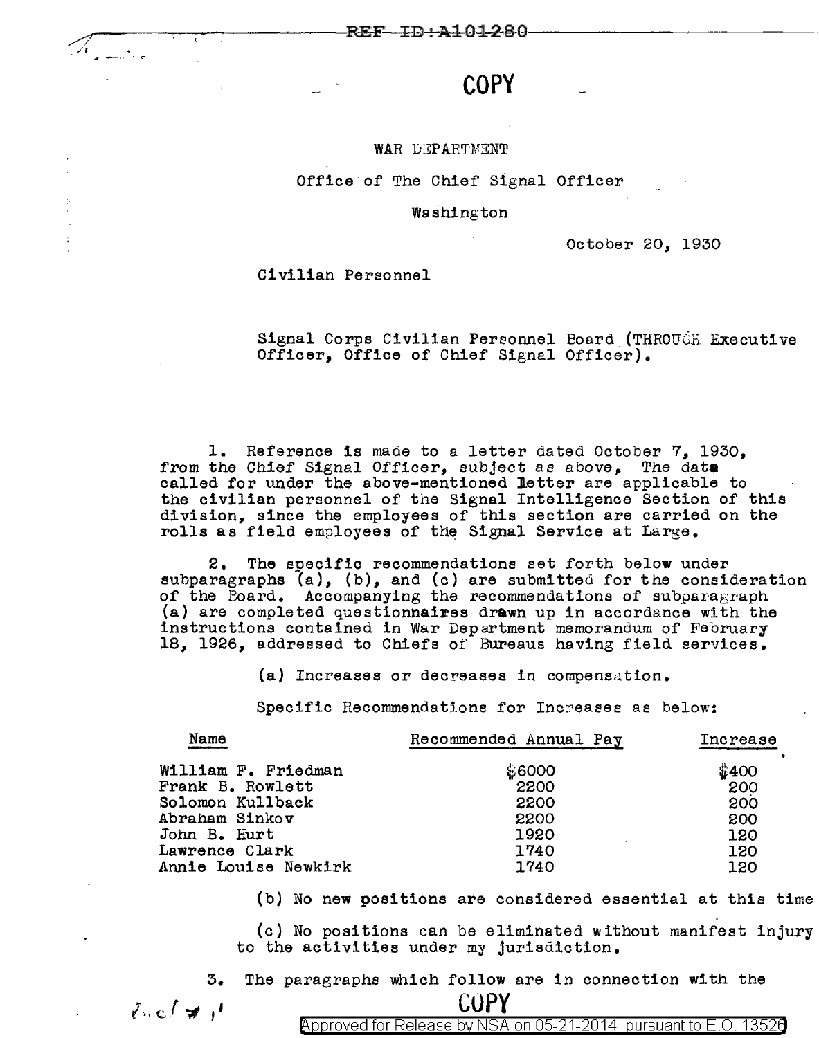COPY

WAR DEPARTMENT

Office of The Chief Signal Officer

Washington

October 20, 1930

Civilian Personnel

Signal Corps Civilian Personnel Board (THROUGH Executive Officer, Office of Chief Signal Officer).

1. Reference is made to a letter dated October 7, 1930, from the Chief Signal Officer, subject as above. The data called for under the above-mentioned letter are applicable to the civilian personnel of the Signal Intelligence Section of this division, since the employees of this section are carried on the rolls as field employees of the Signal Service at Large.

2. The specific recommendations set forth below under subparagraphs (a), (b), and (c) are submitted for the consideration of the Board. Accompanying the recommendations of subparagraph (a) are completed questionnaires drawn up in accordance with the instructions contained in War Department memorandum of February 18, 1926, addressed to Chiefs of Bureaus having field services.

(a) Increases or decreases in compensation.

Specific Recommendations for Increases as below:

| Name | Recommended Annual Pay | Increase |
|---|---|---|
| William F. Friedman | $6000 | $400 |
| Frank B. Rowlett | 2200 | 200 |
| Solomon Kullback | 2200 | 200 |
| Abraham Sinkov | 2200 | 200 |
| John B. Hurt | 1920 | 120 |
| Lawrence Clark | 1740 | 120 |
| Annie Louise Newkirk | 1740 | 120 |

(b) No new positions are considered essential at this time

(c) No positions can be eliminated without manifest injury to the activities under my jurisdiction.

3. The paragraphs which follow are in connection with the

COPY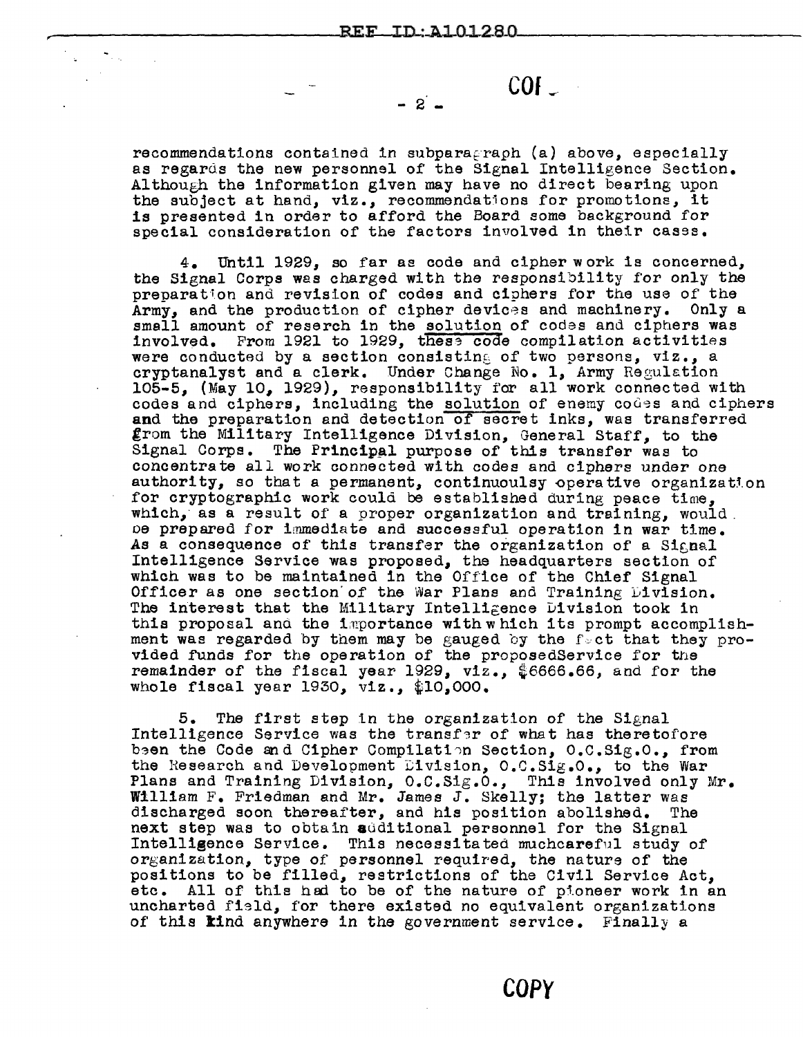recommendations contained in subparagraph (a) above, especially as regards the new personnel of the Signal Intelligence Section. Although the information given may have no direct bearing upon the subject at hand, viz., recommendations for promotions, it is presented in order to afford the Board some background for special consideration of the factors involved in their cases.

4. Until 1929, so far as code and cipher work is concerned, the Signal Corps was charged with the responsibility for only the preparation and revision of codes and ciphers for the use of the Army, and the production of cipher devices and machinery. Only a small amount of reserch in the solution of codes and ciphers was involved. From 1921 to 1929, these code compilation activities were conducted by a section consisting of two persons, viz., a cryptanalyst and a clerk. Under Change No. 1, Army Regulation 105-5, (May 10, 1929), responsibility for all work connected with codes and ciphers, including the solution of enemy codes and ciphers and the preparation and detection of secret inks, was transferred from the Military Intelligence Division, General Staff, to the Signal Corps. The Principal purpose of this transfer was to concentrate all work connected with codes and ciphers under one authority, so that a permanent, continuoulsy operative organization for cryptographic work could be established during peace time, which, as a result of a proper organization and training, would be prepared for immediate and successful operation in war time. As a consequence of this transfer the organization of a Signal Intelligence Service was proposed, the headquarters section of which was to be maintained in the Office of the Chief Signal Officer as one section of the War Plans and Training Division. The interest that the Military Intelligence Division took in this proposal and the importance with which its prompt accomplishment was regarded by them may be gauged by the fact that they provided funds for the operation of the proposedService for the remainder of the fiscal year 1929, viz., $6666.66, and for the whole fiscal year 1930, viz., $10,000.

5. The first step in the organization of the Signal Intelligence Service was the transfer of what has theretofore been the Code and Cipher Compilation Section, O.C.Sig.O., from the Research and Development Division, O.C.Sig.O., to the War Plans and Training Division, O.C.Sig.O., This involved only Mr. William F. Friedman and Mr. James J. Skelly; the latter was discharged soon thereafter, and his position abolished. The next step was to obtain additional personnel for the Signal Intelligence Service. This necessitated muchcareful study of organization, type of personnel required, the nature of the positions to be filled, restrictions of the Civil Service Act, etc. All of this had to be of the nature of pioneer work in an uncharted field, for there existed no equivalent organizations of this kind anywhere in the government service. Finally a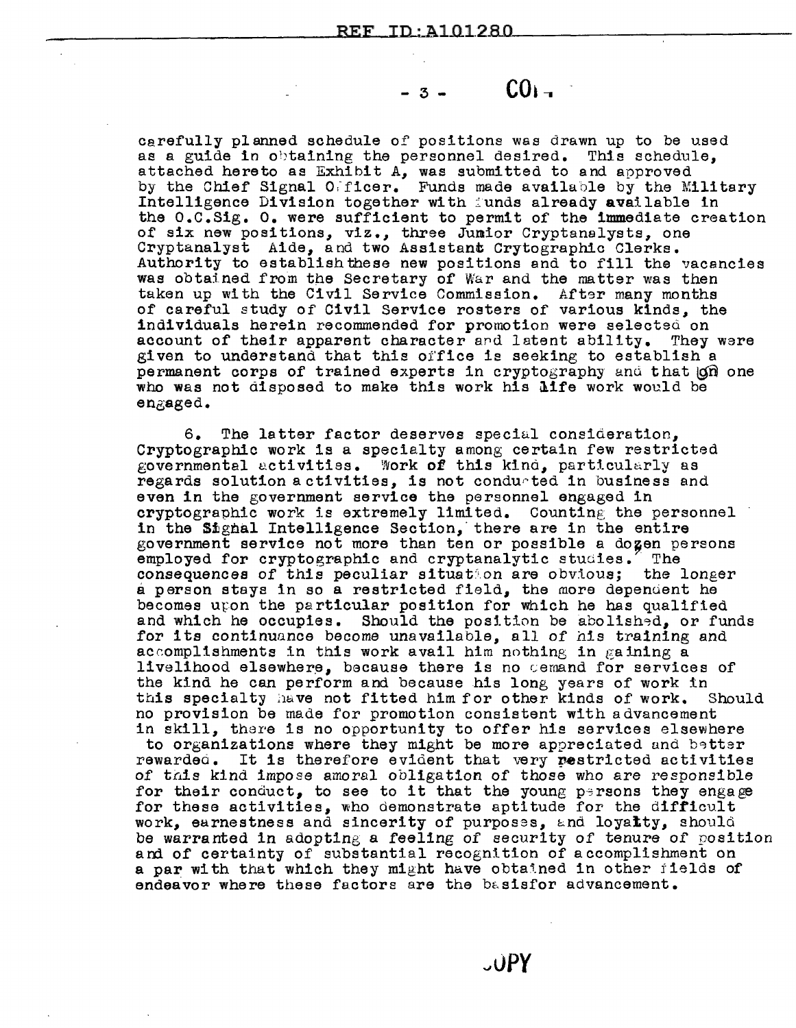carefully planned schedule of positions was drawn up to be used as a guide in obtaining the personnel desired. This schedule, attached hereto as Exhibit A, was submitted to and approved by the Chief Signal Officer. Funds made available by the Military Intelligence Division together with funds already available in the O.C.Sig. O. were sufficient to permit of the immediate creation of six new positions, viz., three Junior Cryptanalysts, one Cryptanalyst Aide, and two Assistant Crytographic Clerks. Authority to establish these new positions and to fill the vacancies was obtained from the Secretary of War and the matter was then taken up with the Civil Service Commission. After many months of careful study of Civil Service rosters of various kinds, the individuals herein recommended for promotion were selected on account of their apparent character and latent ability. They were given to understand that this office is seeking to establish a permanent corps of trained experts in cryptography and that no one who was not disposed to make this work his life work would be engaged.

6. The latter factor deserves special consideration, Cryptographic work is a specialty among certain few restricted governmental activities. Work of this kind, particularly as regards solution activities, is not conducted in business and even in the government service the personnel engaged in cryptographic work is extremely limited. Counting the personnel in the Signal Intelligence Section, there are in the entire government service not more than ten or possible a dozen persons employed for cryptographic and cryptanalytic studies. The consequences of this peculiar situation are obvious; the longer a person stays in so a restricted field, the more dependent he becomes upon the particular position for which he has qualified and which he occupies. Should the position be abolished, or funds for its continuance become unavailable, all of his training and accomplishments in this work avail him nothing in gaining a livelihood elsewhere, because there is no demand for services of the kind he can perform and because his long years of work in this specialty have not fitted him for other kinds of work. Should no provision be made for promotion consistent with advancement in skill, there is no opportunity to offer his services elsewhere to organizations where they might be more appreciated and better rewarded. It is therefore evident that very restricted activities of this kind impose amoral obligation of those who are responsible for their conduct, to see to it that the young persons they engage for these activities, who demonstrate aptitude for the difficult work, earnestness and sincerity of purposes, and loyalty, should be warranted in adopting a feeling of security of tenure of position and of certainty of substantial recognition of accomplishment on a par with that which they might have obtained in other fields of endeavor where these factors are the basisfor advancement.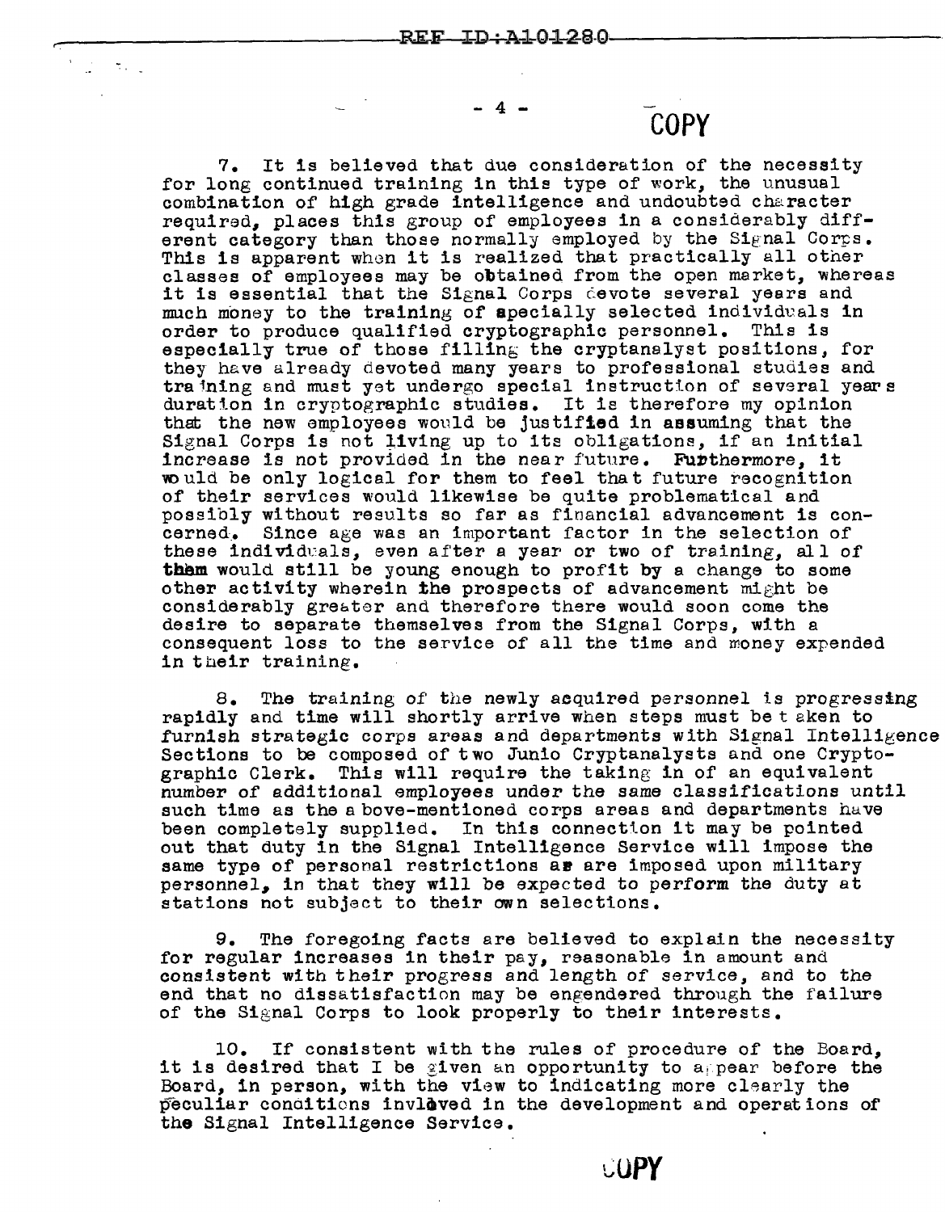COPY

7. It is believed that due consideration of the necessity for long continued training in this type of work, the unusual combination of high grade intelligence and undoubted character required, places this group of employees in a considerably different category than those normally employed by the Signal Corps. This is apparent when it is realized that practically all other classes of employees may be obtained from the open market, whereas it is essential that the Signal Corps devote several years and much money to the training of specially selected individuals in order to produce qualified cryptographic personnel. This is especially true of those filling the cryptanalyst positions, for they have already devoted many years to professional studies and training and must yet undergo special instruction of several years duration in cryptographic studies. It is therefore my opinion that the new employees would be justified in assuming that the Signal Corps is not living up to its obligations, if an initial increase is not provided in the near future. Furthermore, it would be only logical for them to feel that future recognition of their services would likewise be quite problematical and possibly without results so far as financial advancement is concerned. Since age was an important factor in the selection of these individuals, even after a year or two of training, all of them would still be young enough to profit by a change to some other activity wherein the prospects of advancement might be considerably greater and therefore there would soon come the desire to separate themselves from the Signal Corps, with a consequent loss to the service of all the time and money expended in their training.

8. The training of the newly acquired personnel is progressing rapidly and time will shortly arrive when steps must be taken to furnish strategic corps areas and departments with Signal Intelligence Sections to be composed of two Junio Cryptanalysts and one Cryptographic Clerk. This will require the taking in of an equivalent number of additional employees under the same classifications until such time as the above-mentioned corps areas and departments have been completely supplied. In this connection it may be pointed out that duty in the Signal Intelligence Service will impose the same type of personal restrictions as are imposed upon military personnel, in that they will be expected to perform the duty at stations not subject to their own selections.

9. The foregoing facts are believed to explain the necessity for regular increases in their pay, reasonable in amount and consistent with their progress and length of service, and to the end that no dissatisfaction may be engendered through the failure of the Signal Corps to look properly to their interests.

10. If consistent with the rules of procedure of the Board, it is desired that I be given an opportunity to appear before the Board, in person, with the view to indicating more clearly the peculiar conditions invlaved in the development and operations of the Signal Intelligence Service.

COPY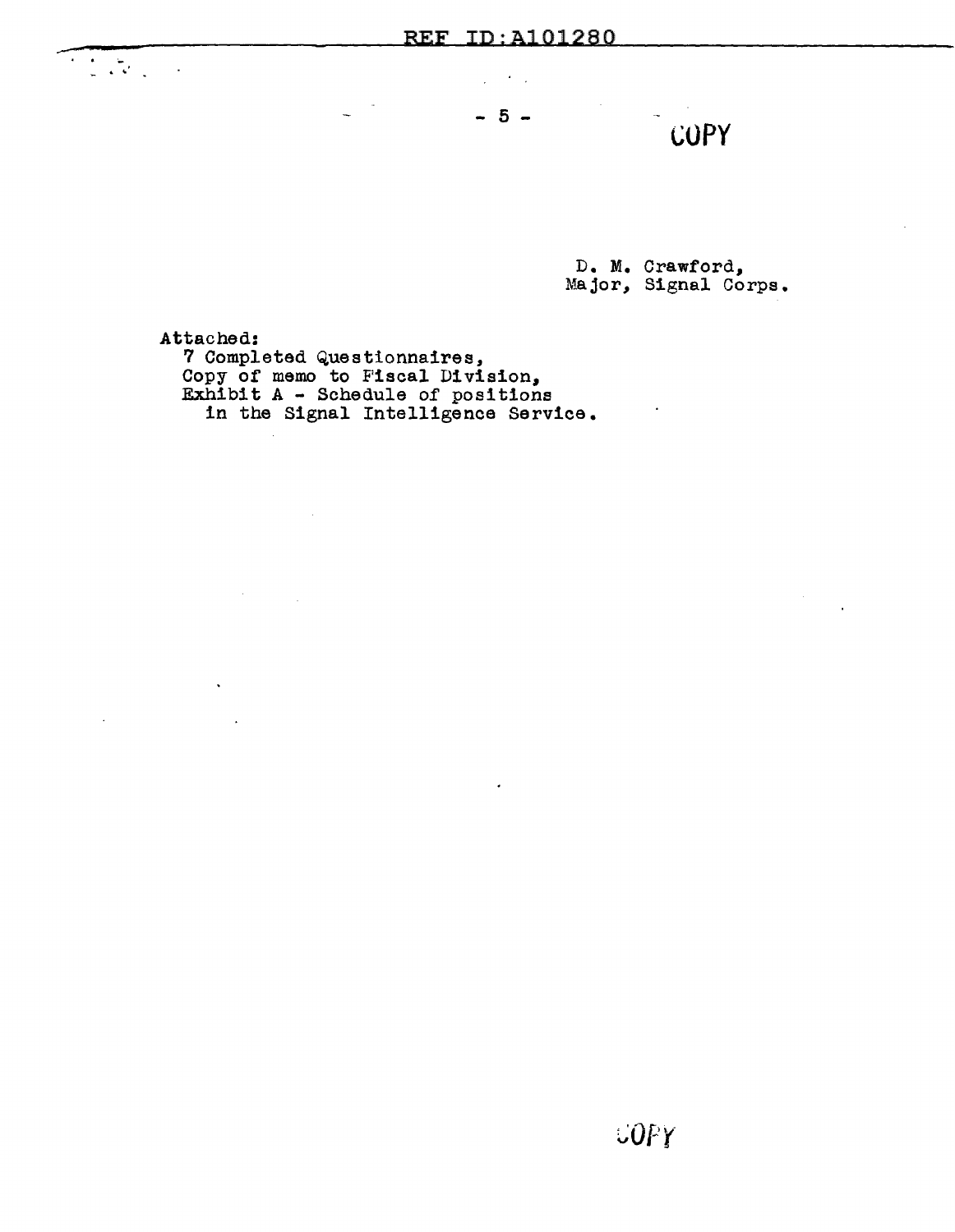COPY

D. M. Crawford,
Major, Signal Corps.

Attached:
7 Completed Questionnaires,
Copy of memo to Fiscal Division,
Exhibit A - Schedule of positions
in the Signal Intelligence Service.

COPY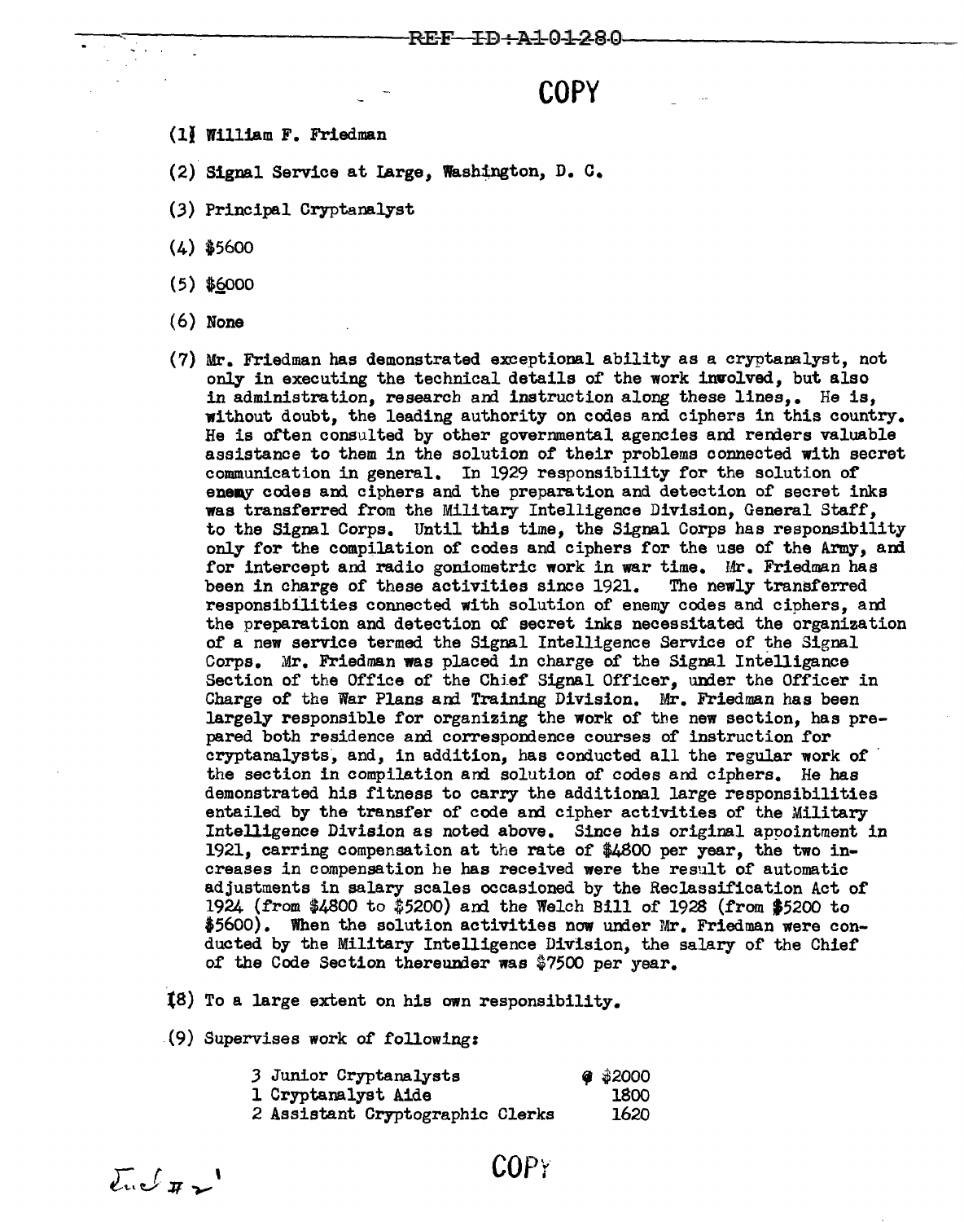REF ID:A101280

COPY

(1) William F. Friedman

(2) Signal Service at Large, Washington, D. C.

(3) Principal Cryptanalyst

(4) $5600

(5) $6000

(6) None

(7) Mr. Friedman has demonstrated exceptional ability as a cryptanalyst, not only in executing the technical details of the work involved, but also in administration, research and instruction along these lines,. He is, without doubt, the leading authority on codes and ciphers in this country. He is often consulted by other governmental agencies and renders valuable assistance to them in the solution of their problems connected with secret communication in general. In 1929 responsibility for the solution of enemy codes and ciphers and the preparation and detection of secret inks was transferred from the Military Intelligence Division, General Staff, to the Signal Corps. Until this time, the Signal Corps has responsibility only for the compilation of codes and ciphers for the use of the Army, and for intercept and radio goniometric work in war time. Mr. Friedman has been in charge of these activities since 1921. The newly transferred responsibilities connected with solution of enemy codes and ciphers, and the preparation and detection of secret inks necessitated the organization of a new service termed the Signal Intelligence Service of the Signal Corps. Mr. Friedman was placed in charge of the Signal Intelligance Section of the Office of the Chief Signal Officer, under the Officer in Charge of the War Plans and Training Division. Mr. Friedman has been largely responsible for organizing the work of the new section, has prepared both residence and correspondence courses of instruction for cryptanalysts, and, in addition, has conducted all the regular work of the section in compilation and solution of codes and ciphers. He has demonstrated his fitness to carry the additional large responsibilities entailed by the transfer of code and cipher activities of the Military Intelligence Division as noted above. Since his original appointment in 1921, carrying compensation at the rate of $4800 per year, the two increases in compensation he has received were the result of automatic adjustments in salary scales occasioned by the Reclassification Act of 1924 (from $4800 to $5200) and the Welch Bill of 1928 (from $5200 to $5600). When the solution activities now under Mr. Friedman were conducted by the Military Intelligence Division, the salary of the Chief of the Code Section thereunder was $7500 per year.

(8) To a large extent on his own responsibility.

(9) Supervises work of following:

| | |
|---|---|
| 3 Junior Cryptanalysts | @ $2000 |
| 1 Cryptanalyst Aide | 1800 |
| 2 Assistant Cryptographic Clerks | 1620 |

Incl #2

COPY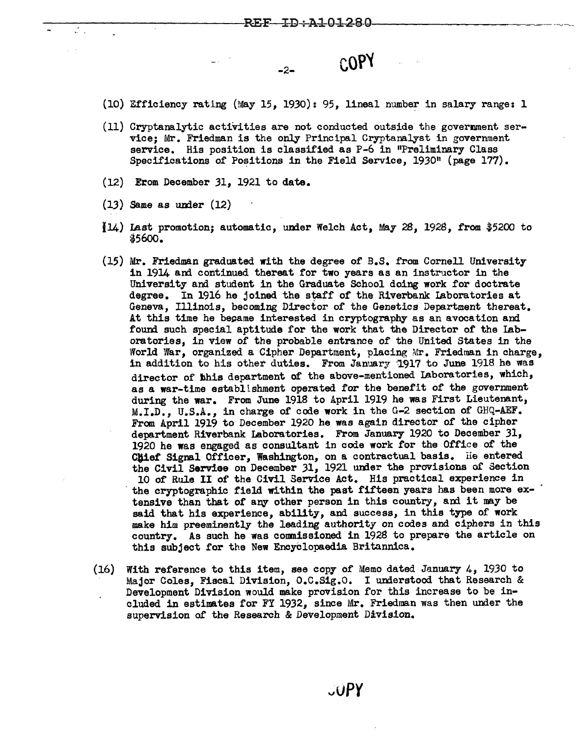COPY

(10) Efficiency rating (May 15, 1930): 95, lineal number in salary range: 1

(11) Cryptanalytic activities are not conducted outside the government service; Mr. Friedman is the only Principal Cryptanalyst in government service. His position is classified as P-6 in "Preliminary Class Specifications of Positions in the Field Service, 1930" (page 177).

(12) From December 31, 1921 to date.

(13) Same as under (12)

(14) Last promotion; automatic, under Welch Act, May 28, 1928, from $5200 to $5600.

(15) Mr. Friedman graduated with the degree of B.S. from Cornell University in 1914 and continued thereat for two years as an instructor in the University and student in the Graduate School doing work for doctrate degree. In 1916 he joined the staff of the Riverbank Laboratories at Geneva, Illinois, becoming Director of the Genetics Department thereat. At this time he became interested in cryptography as an avocation and found such special aptitude for the work that the Director of the Laboratories, in view of the probable entrance of the United States in the World War, organized a Cipher Department, placing Mr. Friedman in charge, in addition to his other duties. From January 1917 to June 1918 he was director of this department of the above-mentioned Laboratories, which, as a war-time establishment operated for the benefit of the government during the war. From June 1918 to April 1919 he was First Lieutenant, M.I.D., U.S.A., in charge of code work in the G-2 section of GHQ-AEF. From April 1919 to December 1920 he was again director of the cipher department Riverbank Laboratories. From January 1920 to December 31, 1920 he was engaged as consultant in code work for the Office of the Chief Signal Officer, Washington, on a contractual basis. He entered the Civil Service on December 31, 1921 under the provisions of Section 10 of Rule II of the Civil Service Act. His practical experience in the cryptographic field within the past fifteen years has been more extensive than that of any other person in this country, and it may be said that his experience, ability, and success, in this type of work make him preeminently the leading authority on codes and ciphers in this country. As such he was commissioned in 1928 to prepare the article on this subject for the New Encyclopaedia Britannica.

(16) With reference to this item, see copy of Memo dated January 4, 1930 to Major Coles, Fiscal Division, O.C.Sig.O. I understood that Research & Development Division would make provision for this increase to be included in estimates for FY 1932, since Mr. Friedman was then under the supervision of the Research & Development Division.

COPY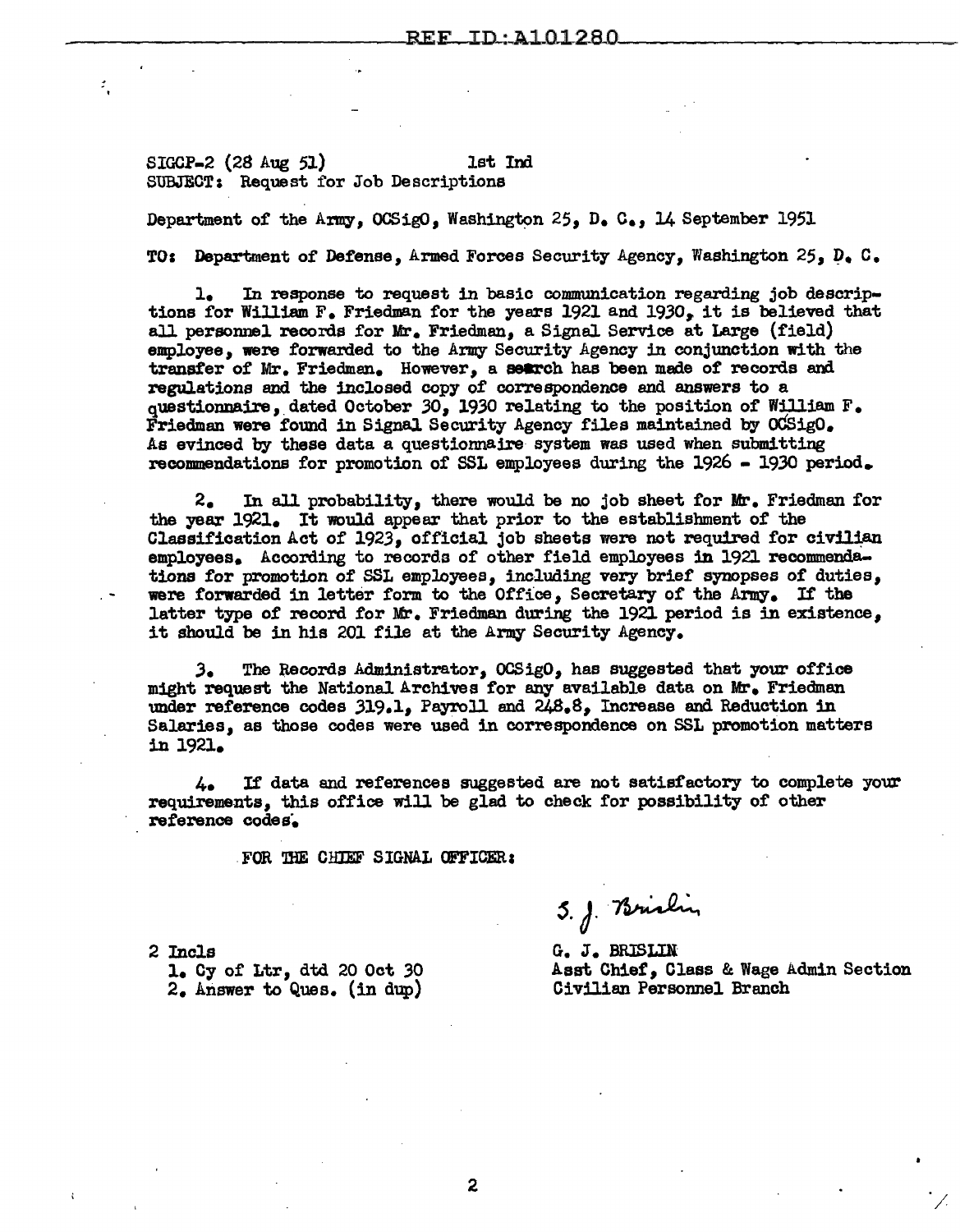SIGCP-2 (28 Aug 51) 1st Ind
SUBJECT: Request for Job Descriptions

Department of the Army, OCSigO, Washington 25, D. C., 14 September 1951

TO: Department of Defense, Armed Forces Security Agency, Washington 25, D. C.

1. In response to request in basic communication regarding job descriptions for William F. Friedman for the years 1921 and 1930, it is believed that all personnel records for Mr. Friedman, a Signal Service at Large (field) employee, were forwarded to the Army Security Agency in conjunction with the transfer of Mr. Friedman. However, a search has been made of records and regulations and the inclosed copy of correspondence and answers to a questionnaire, dated October 30, 1930 relating to the position of William F. Friedman were found in Signal Security Agency files maintained by OCSigO. As evinced by these data a questionnaire system was used when submitting recommendations for promotion of SSL employees during the 1926 - 1930 period.

2. In all probability, there would be no job sheet for Mr. Friedman for the year 1921. It would appear that prior to the establishment of the Classification Act of 1923, official job sheets were not required for civilian employees. According to records of other field employees in 1921 recommendations for promotion of SSL employees, including very brief synopses of duties, were forwarded in letter form to the Office, Secretary of the Army. If the latter type of record for Mr. Friedman during the 1921 period is in existence, it should be in his 201 file at the Army Security Agency.

3. The Records Administrator, OCSigO, has suggested that your office might request the National Archives for any available data on Mr. Friedman under reference codes 319.1, Payroll and 248.8, Increase and Reduction in Salaries, as those codes were used in correspondence on SSL promotion matters in 1921.

4. If data and references suggested are not satisfactory to complete your requirements, this office will be glad to check for possibility of other reference codes.

FOR THE CHIEF SIGNAL OFFICER:

G. J. Brislin

2 Incls
1. Cy of Ltr, dtd 20 Oct 30
2. Answer to Ques. (in dup)

G. J. BRISLIN
Asst Chief, Class & Wage Admin Section
Civilian Personnel Branch